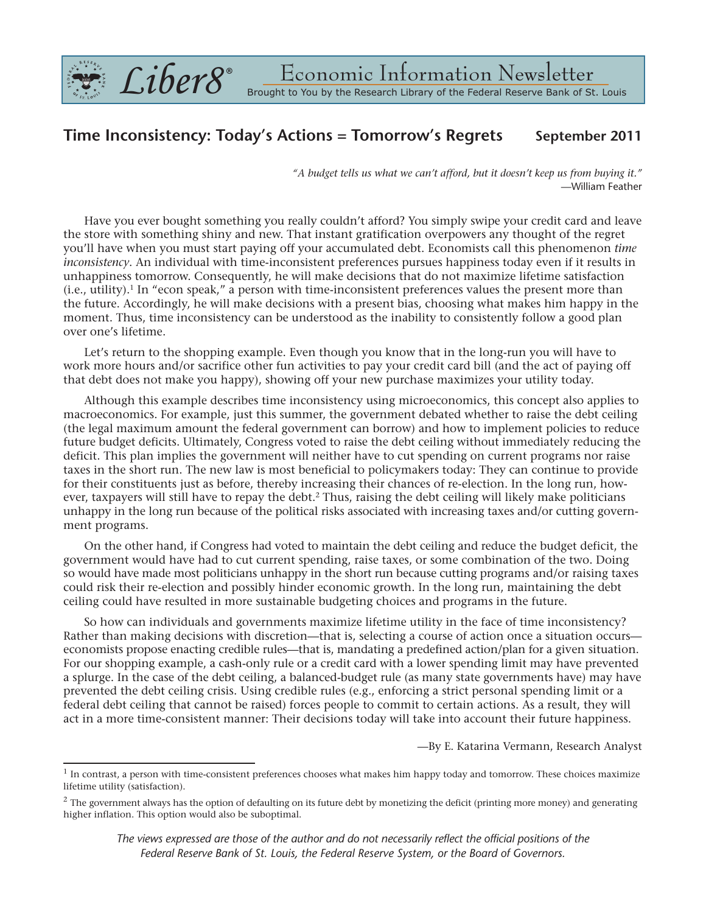Liber8® Economic Information Newsletter
Brought to You by the Research Library of the Federal Reserve Bank of St. Louis

# Time Inconsistency: Today's Actions = Tomorrow's Regrets

**September 2011**

*"A budget tells us what we can't afford, but it doesn't keep us from buying it."*
—William Feather

Have you ever bought something you really couldn't afford? You simply swipe your credit card and leave the store with something shiny and new. That instant gratification overpowers any thought of the regret you'll have when you must start paying off your accumulated debt. Economists call this phenomenon *time inconsistency*. An individual with time-inconsistent preferences pursues happiness today even if it results in unhappiness tomorrow. Consequently, he will make decisions that do not maximize lifetime satisfaction (i.e., utility).[1] In "econ speak," a person with time-inconsistent preferences values the present more than the future. Accordingly, he will make decisions with a present bias, choosing what makes him happy in the moment. Thus, time inconsistency can be understood as the inability to consistently follow a good plan over one's lifetime.

Let's return to the shopping example. Even though you know that in the long-run you will have to work more hours and/or sacrifice other fun activities to pay your credit card bill (and the act of paying off that debt does not make you happy), showing off your new purchase maximizes your utility today.

Although this example describes time inconsistency using microeconomics, this concept also applies to macroeconomics. For example, just this summer, the government debated whether to raise the debt ceiling (the legal maximum amount the federal government can borrow) and how to implement policies to reduce future budget deficits. Ultimately, Congress voted to raise the debt ceiling without immediately reducing the deficit. This plan implies the government will neither have to cut spending on current programs nor raise taxes in the short run. The new law is most beneficial to policymakers today: They can continue to provide for their constituents just as before, thereby increasing their chances of re-election. In the long run, however, taxpayers will still have to repay the debt.[2] Thus, raising the debt ceiling will likely make politicians unhappy in the long run because of the political risks associated with increasing taxes and/or cutting government programs.

On the other hand, if Congress had voted to maintain the debt ceiling and reduce the budget deficit, the government would have had to cut current spending, raise taxes, or some combination of the two. Doing so would have made most politicians unhappy in the short run because cutting programs and/or raising taxes could risk their re-election and possibly hinder economic growth. In the long run, maintaining the debt ceiling could have resulted in more sustainable budgeting choices and programs in the future.

So how can individuals and governments maximize lifetime utility in the face of time inconsistency? Rather than making decisions with discretion—that is, selecting a course of action once a situation occurs—economists propose enacting credible rules—that is, mandating a predefined action/plan for a given situation. For our shopping example, a cash-only rule or a credit card with a lower spending limit may have prevented a splurge. In the case of the debt ceiling, a balanced-budget rule (as many state governments have) may have prevented the debt ceiling crisis. Using credible rules (e.g., enforcing a strict personal spending limit or a federal debt ceiling that cannot be raised) forces people to commit to certain actions. As a result, they will act in a more time-consistent manner: Their decisions today will take into account their future happiness.

—By E. Katarina Vermann, Research Analyst

---

[1] In contrast, a person with time-consistent preferences chooses what makes him happy today and tomorrow. These choices maximize lifetime utility (satisfaction).

[2] The government always has the option of defaulting on its future debt by monetizing the deficit (printing more money) and generating higher inflation. This option would also be suboptimal.

*The views expressed are those of the author and do not necessarily reflect the official positions of the Federal Reserve Bank of St. Louis, the Federal Reserve System, or the Board of Governors.*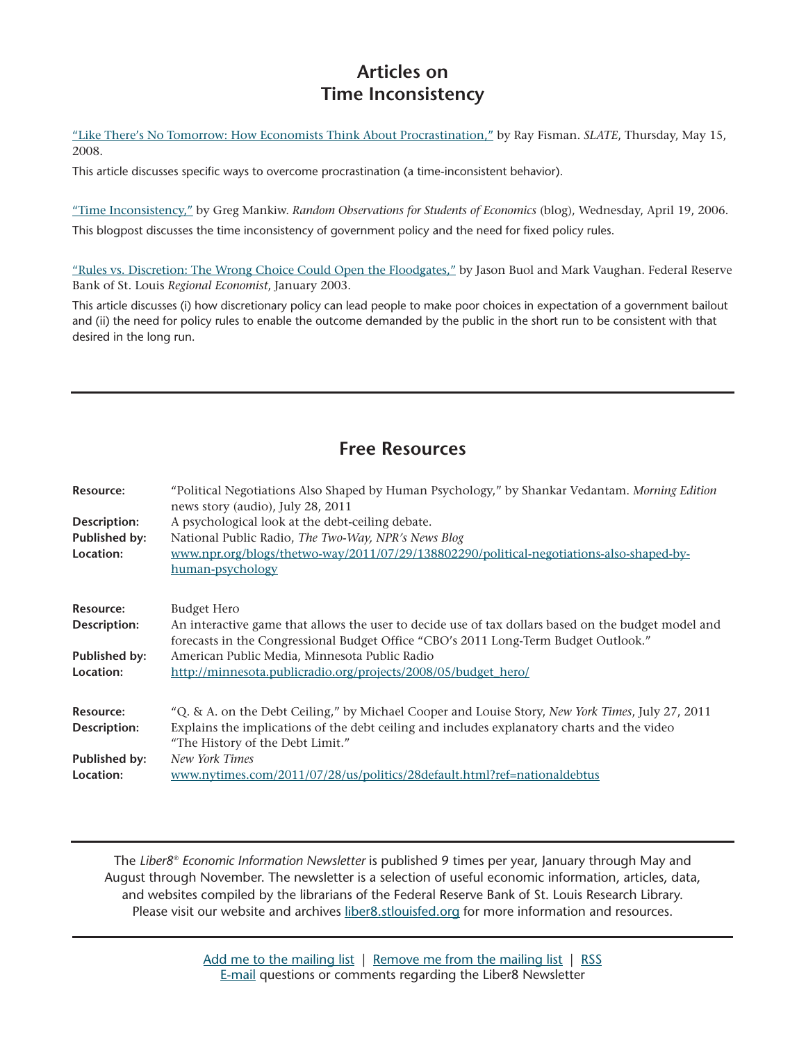# Articles on Time Inconsistency

"Like There's No Tomorrow: How Economists Think About Procrastination," by Ray Fisman. *SLATE*, Thursday, May 15, 2008.

This article discusses specific ways to overcome procrastination (a time-inconsistent behavior).

"Time Inconsistency," by Greg Mankiw. *Random Observations for Students of Economics* (blog), Wednesday, April 19, 2006.

This blogpost discusses the time inconsistency of government policy and the need for fixed policy rules.

"Rules vs. Discretion: The Wrong Choice Could Open the Floodgates," by Jason Buol and Mark Vaughan. Federal Reserve Bank of St. Louis *Regional Economist*, January 2003.

This article discusses (i) how discretionary policy can lead people to make poor choices in expectation of a government bailout and (ii) the need for policy rules to enable the outcome demanded by the public in the short run to be consistent with that desired in the long run.

---

# Free Resources

**Resource:** "Political Negotiations Also Shaped by Human Psychology," by Shankar Vedantam. *Morning Edition* news story (audio), July 28, 2011
**Description:** A psychological look at the debt-ceiling debate.
**Published by:** National Public Radio, *The Two-Way, NPR's News Blog*
**Location:** www.npr.org/blogs/thetwo-way/2011/07/29/138802290/political-negotiations-also-shaped-by-human-psychology

**Resource:** Budget Hero
**Description:** An interactive game that allows the user to decide use of tax dollars based on the budget model and forecasts in the Congressional Budget Office "CBO's 2011 Long-Term Budget Outlook."
**Published by:** American Public Media, Minnesota Public Radio
**Location:** http://minnesota.publicradio.org/projects/2008/05/budget_hero/

**Resource:** "Q. & A. on the Debt Ceiling," by Michael Cooper and Louise Story, *New York Times*, July 27, 2011
**Description:** Explains the implications of the debt ceiling and includes explanatory charts and the video "The History of the Debt Limit."
**Published by:** *New York Times*
**Location:** www.nytimes.com/2011/07/28/us/politics/28default.html?ref=nationaldebtus

---

The *Liber8® Economic Information Newsletter* is published 9 times per year, January through May and August through November. The newsletter is a selection of useful economic information, articles, data, and websites compiled by the librarians of the Federal Reserve Bank of St. Louis Research Library. Please visit our website and archives liber8.stlouisfed.org for more information and resources.

---

Add me to the mailing list | Remove me from the mailing list | RSS
E-mail questions or comments regarding the Liber8 Newsletter